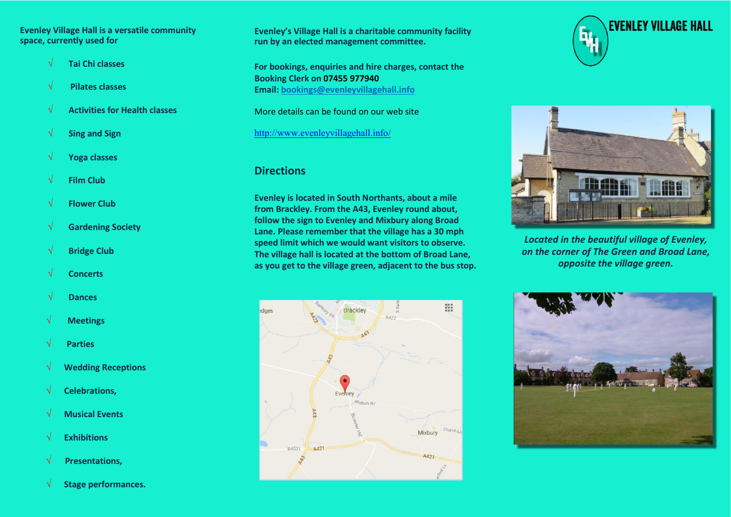# EVENLEY VILLAGE HALL

Evenley Village Hall is a versatile community space, currently used for

- √ Tai Chi classes
- √ Pilates classes
- √ Activities for Health classes
- √ Sing and Sign
- √ Yoga classes
- √ Film Club
- √ Flower Club
- √ Gardening Society
- √ Bridge Club
- √ Concerts
- √ Dances
- √ Meetings
- √ Parties
- √ Wedding Receptions
- √ Celebrations,
- √ Musical Events
- √ Exhibitions
- √ Presentations,
- √ Stage performances.

**Evenley's Village Hall is a charitable community facility run by an elected management committee.**

**For bookings, enquiries and hire charges, contact the Booking Clerk on 07455 977940**
**Email: [bookings@evenleyvillagehall.info](mailto:bookings@evenleyvillagehall.info)**

More details can be found on our web site

http://www.evenleyvillagehall.info/

## Directions

**Evenley is located in South Northants, about a mile from Brackley. From the A43, Evenley round about, follow the sign to Evenley and Mixbury along Broad Lane. Please remember that the village has a 30 mph speed limit which we would want visitors to observe. The village hall is located at the bottom of Broad Lane, as you get to the village green, adjacent to the bus stop.**

***Located in the beautiful village of Evenley, on the corner of The Green and Broad Lane, opposite the village green.***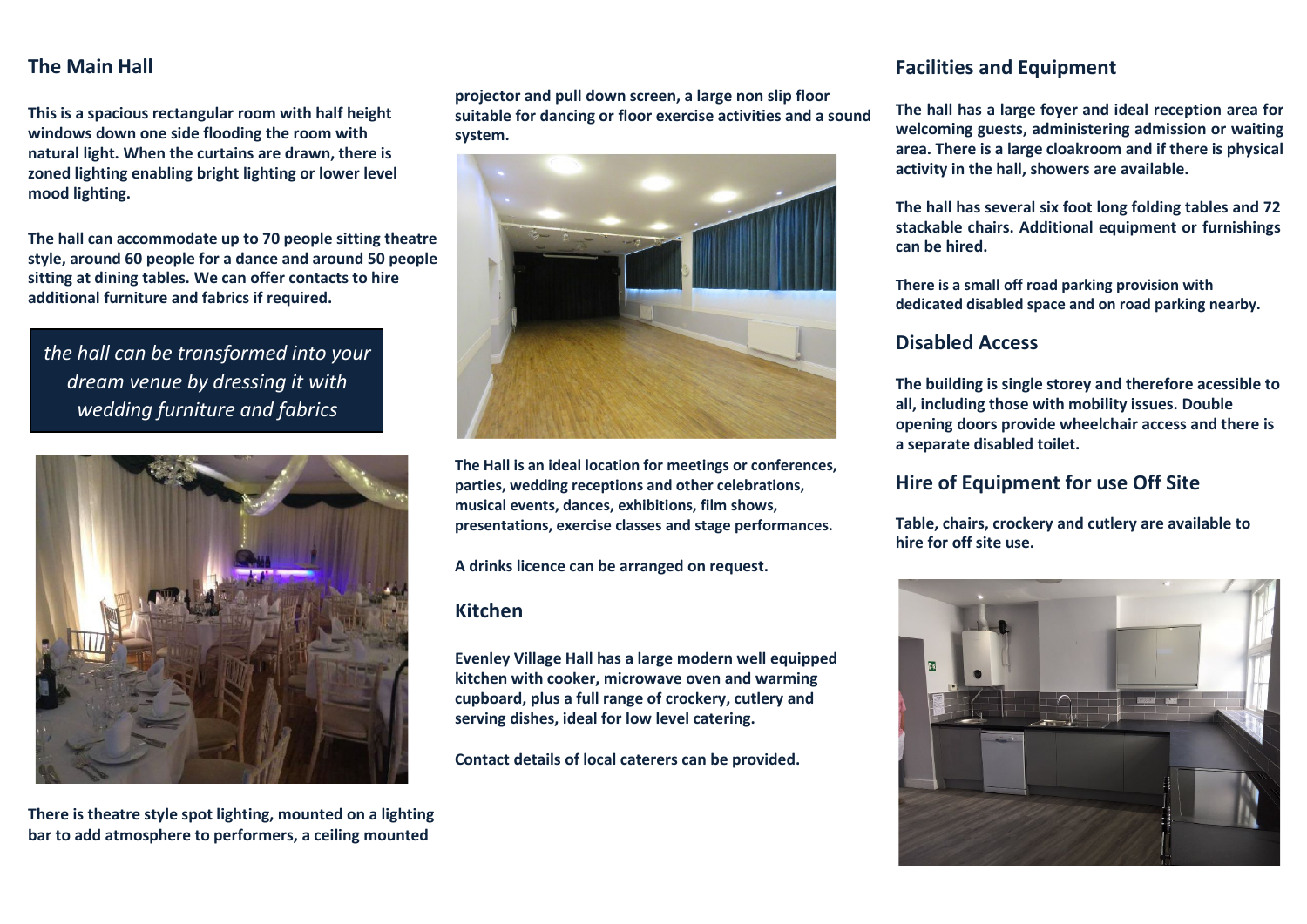## The Main Hall

**This is a spacious rectangular room with half height windows down one side flooding the room with natural light. When the curtains are drawn, there is zoned lighting enabling bright lighting or lower level mood lighting.**

**The hall can accommodate up to 70 people sitting theatre style, around 60 people for a dance and around 50 people sitting at dining tables. We can offer contacts to hire additional furniture and fabrics if required.**

*the hall can be transformed into your dream venue by dressing it with wedding furniture and fabrics*

**There is theatre style spot lighting, mounted on a lighting bar to add atmosphere to performers, a ceiling mounted projector and pull down screen, a large non slip floor suitable for dancing or floor exercise activities and a sound system.**

**The Hall is an ideal location for meetings or conferences, parties, wedding receptions and other celebrations, musical events, dances, exhibitions, film shows, presentations, exercise classes and stage performances.**

**A drinks licence can be arranged on request.**

## Kitchen

**Evenley Village Hall has a large modern well equipped kitchen with cooker, microwave oven and warming cupboard, plus a full range of crockery, cutlery and serving dishes, ideal for low level catering.**

**Contact details of local caterers can be provided.**

## Facilities and Equipment

**The hall has a large foyer and ideal reception area for welcoming guests, administering admission or waiting area. There is a large cloakroom and if there is physical activity in the hall, showers are available.**

**The hall has several six foot long folding tables and 72 stackable chairs. Additional equipment or furnishings can be hired.**

**There is a small off road parking provision with dedicated disabled space and on road parking nearby.**

## Disabled Access

**The building is single storey and therefore acessible to all, including those with mobility issues. Double opening doors provide wheelchair access and there is a separate disabled toilet.**

## Hire of Equipment for use Off Site

**Table, chairs, crockery and cutlery are available to hire for off site use.**